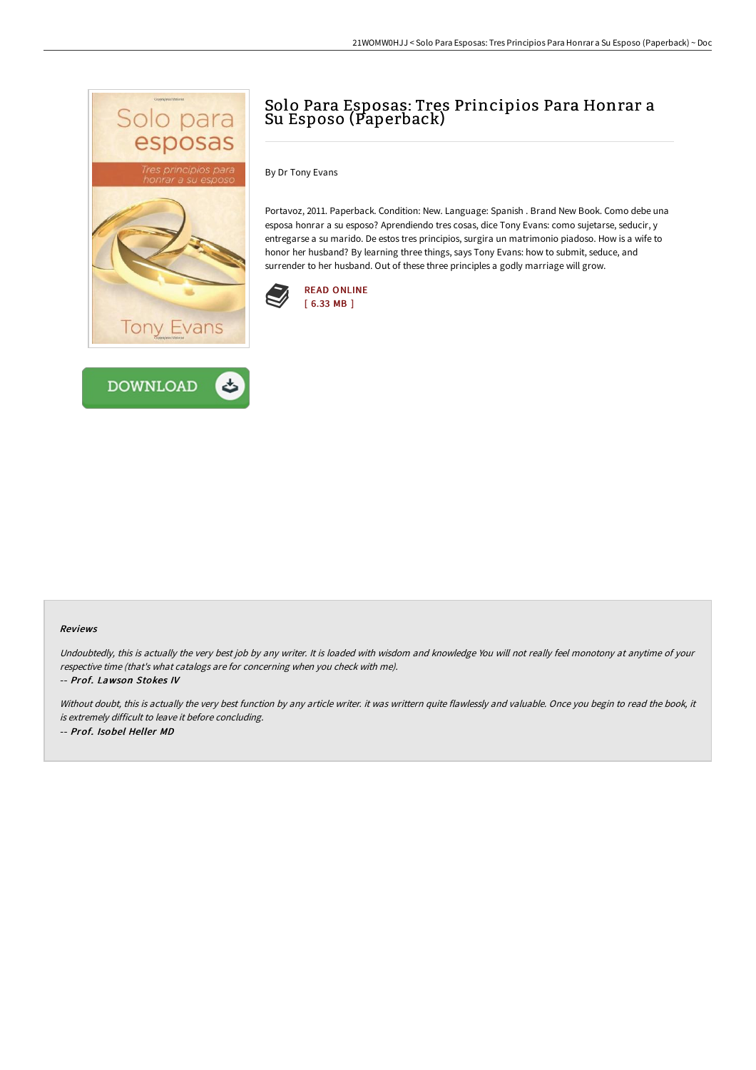# Solo Para Esposas: Tres Principios Para Honrar a Su Esposo (Paperback)

By Dr Tony Evans

Portavoz, 2011. Paperback. Condition: New. Language: Spanish . Brand New Book. Como debe una esposa honrar a su esposo? Aprendiendo tres cosas, dice Tony Evans: como sujetarse, seducir, y entregarse a su marido. De estos tres principios, surgira un matrimonio piadoso. How is a wife to honor her husband? By learning three things, says Tony Evans: how to submit, seduce, and surrender to her husband. Out of these three principles a godly marriage will grow.

READ ONLINE
[ 6.33 MB ]

DOWNLOAD

### Reviews

*Undoubtedly, this is actually the very best job by any writer. It is loaded with wisdom and knowledge You will not really feel monotony at anytime of your respective time (that's what catalogs are for concerning when you check with me).*

*-- Prof. Lawson Stokes IV*

*Without doubt, this is actually the very best function by any article writer. it was writtern quite flawlessly and valuable. Once you begin to read the book, it is extremely difficult to leave it before concluding.*

*-- Prof. Isobel Heller MD*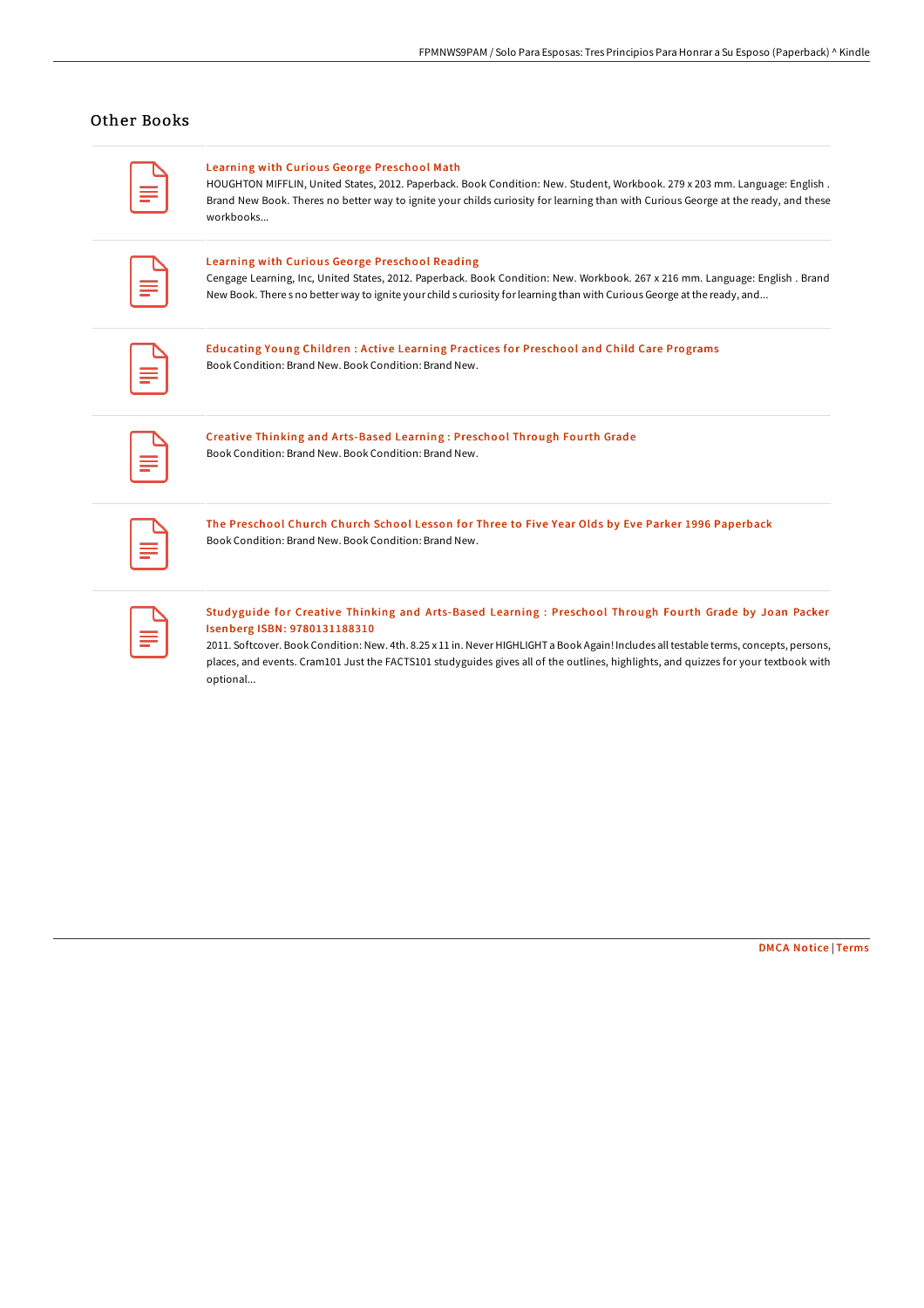## Other Books

**Learning with Curious George Preschool Math**

HOUGHTON MIFFLIN, United States, 2012. Paperback. Book Condition: New. Student, Workbook. 279 x 203 mm. Language: English . Brand New Book. Theres no better way to ignite your childs curiosity for learning than with Curious George at the ready, and these workbooks...

**Learning with Curious George Preschool Reading**

Cengage Learning, Inc, United States, 2012. Paperback. Book Condition: New. Workbook. 267 x 216 mm. Language: English . Brand New Book. There s no better way to ignite your child s curiosity for learning than with Curious George at the ready, and...

**Educating Young Children : Active Learning Practices for Preschool and Child Care Programs**

Book Condition: Brand New. Book Condition: Brand New.

**Creative Thinking and Arts-Based Learning : Preschool Through Fourth Grade**

Book Condition: Brand New. Book Condition: Brand New.

**The Preschool Church Church School Lesson for Three to Five Year Olds by Eve Parker 1996 Paperback**

Book Condition: Brand New. Book Condition: Brand New.

**Studyguide for Creative Thinking and Arts-Based Learning : Preschool Through Fourth Grade by Joan Packer Isenberg ISBN: 9780131188310**

2011. Softcover. Book Condition: New. 4th. 8.25 x 11 in. Never HIGHLIGHT a Book Again! Includes all testable terms, concepts, persons, places, and events. Cram101 Just the FACTS101 studyguides gives all of the outlines, highlights, and quizzes for your textbook with optional...

DMCA Notice | Terms